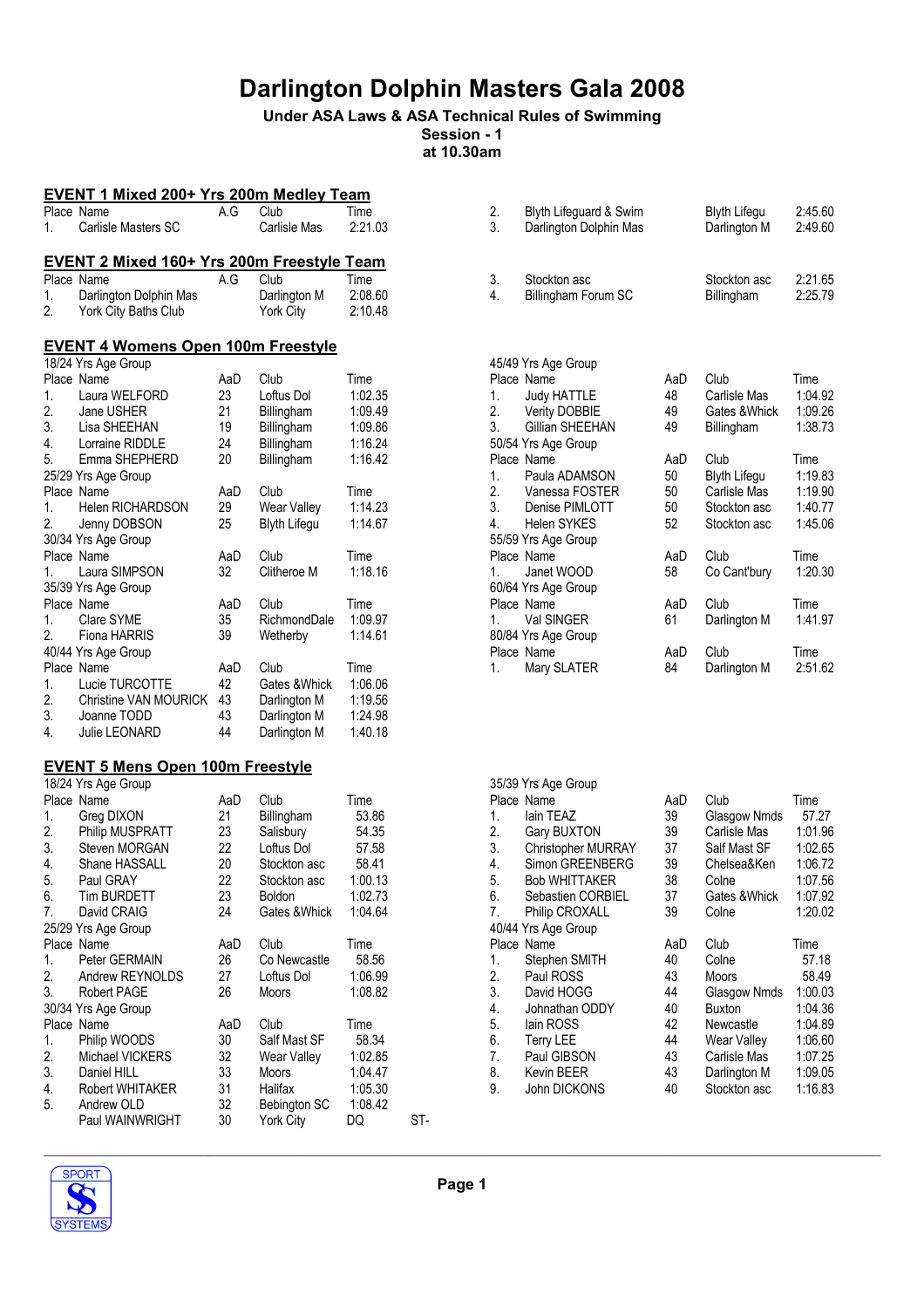# Darlington Dolphin Masters Gala 2008

**Under ASA Laws & ASA Technical Rules of Swimming**
**Session - 1**
**at 10.30am**

## EVENT 1 Mixed 200+ Yrs 200m Medley Team

| Place | Name | A.G | Club | Time |
|---|---|---|---|---|
| 1. | Carlisle Masters SC | | Carlisle Mas | 2:21.03 |
| 2. | Blyth Lifeguard & Swim | | Blyth Lifegu | 2:45.60 |
| 3. | Darlington Dolphin Mas | | Darlington M | 2:49.60 |

## EVENT 2 Mixed 160+ Yrs 200m Freestyle Team

| Place | Name | A.G | Club | Time |
|---|---|---|---|---|
| 1. | Darlington Dolphin Mas | | Darlington M | 2:08.60 |
| 2. | York City Baths Club | | York City | 2:10.48 |
| 3. | Stockton asc | | Stockton asc | 2:21.65 |
| 4. | Billingham Forum SC | | Billingham | 2:25.79 |

## EVENT 4 Womens Open 100m Freestyle

18/24 Yrs Age Group

| Place | Name | AaD | Club | Time |
|---|---|---|---|---|
| 1. | Laura WELFORD | 23 | Loftus Dol | 1:02.35 |
| 2. | Jane USHER | 21 | Billingham | 1:09.49 |
| 3. | Lisa SHEEHAN | 19 | Billingham | 1:09.86 |
| 4. | Lorraine RIDDLE | 24 | Billingham | 1:16.24 |
| 5. | Emma SHEPHERD | 20 | Billingham | 1:16.42 |

25/29 Yrs Age Group

| Place | Name | AaD | Club | Time |
|---|---|---|---|---|
| 1. | Helen RICHARDSON | 29 | Wear Valley | 1:14.23 |
| 2. | Jenny DOBSON | 25 | Blyth Lifegu | 1:14.67 |

30/34 Yrs Age Group

| Place | Name | AaD | Club | Time |
|---|---|---|---|---|
| 1. | Laura SIMPSON | 32 | Clitheroe M | 1:18.16 |

35/39 Yrs Age Group

| Place | Name | AaD | Club | Time |
|---|---|---|---|---|
| 1. | Clare SYME | 35 | RichmondDale | 1:09.97 |
| 2. | Fiona HARRIS | 39 | Wetherby | 1:14.61 |

40/44 Yrs Age Group

| Place | Name | AaD | Club | Time |
|---|---|---|---|---|
| 1. | Lucie TURCOTTE | 42 | Gates &Whick | 1:06.06 |
| 2. | Christine VAN MOURICK | 43 | Darlington M | 1:19.56 |
| 3. | Joanne TODD | 43 | Darlington M | 1:24.98 |
| 4. | Julie LEONARD | 44 | Darlington M | 1:40.18 |

45/49 Yrs Age Group

| Place | Name | AaD | Club | Time |
|---|---|---|---|---|
| 1. | Judy HATTLE | 48 | Carlisle Mas | 1:04.92 |
| 2. | Verity DOBBIE | 49 | Gates &Whick | 1:09.26 |
| 3. | Gillian SHEEHAN | 49 | Billingham | 1:38.73 |

50/54 Yrs Age Group

| Place | Name | AaD | Club | Time |
|---|---|---|---|---|
| 1. | Paula ADAMSON | 50 | Blyth Lifegu | 1:19.83 |
| 2. | Vanessa FOSTER | 50 | Carlisle Mas | 1:19.90 |
| 3. | Denise PIMLOTT | 50 | Stockton asc | 1:40.77 |
| 4. | Helen SYKES | 52 | Stockton asc | 1:45.06 |

55/59 Yrs Age Group

| Place | Name | AaD | Club | Time |
|---|---|---|---|---|
| 1. | Janet WOOD | 58 | Co Cant'bury | 1:20.30 |

60/64 Yrs Age Group

| Place | Name | AaD | Club | Time |
|---|---|---|---|---|
| 1. | Val SINGER | 61 | Darlington M | 1:41.97 |

80/84 Yrs Age Group

| Place | Name | AaD | Club | Time |
|---|---|---|---|---|
| 1. | Mary SLATER | 84 | Darlington M | 2:51.62 |

## EVENT 5 Mens Open 100m Freestyle

18/24 Yrs Age Group

| Place | Name | AaD | Club | Time |
|---|---|---|---|---|
| 1. | Greg DIXON | 21 | Billingham | 53.86 |
| 2. | Philip MUSPRATT | 23 | Salisbury | 54.35 |
| 3. | Steven MORGAN | 22 | Loftus Dol | 57.58 |
| 4. | Shane HASSALL | 20 | Stockton asc | 58.41 |
| 5. | Paul GRAY | 22 | Stockton asc | 1:00.13 |
| 6. | Tim BURDETT | 23 | Boldon | 1:02.73 |
| 7. | David CRAIG | 24 | Gates &Whick | 1:04.64 |

25/29 Yrs Age Group

| Place | Name | AaD | Club | Time |
|---|---|---|---|---|
| 1. | Peter GERMAIN | 26 | Co Newcastle | 58.56 |
| 2. | Andrew REYNOLDS | 27 | Loftus Dol | 1:06.99 |
| 3. | Robert PAGE | 26 | Moors | 1:08.82 |

30/34 Yrs Age Group

| Place | Name | AaD | Club | Time | |
|---|---|---|---|---|---|
| 1. | Philip WOODS | 30 | Salf Mast SF | 58.34 | |
| 2. | Michael VICKERS | 32 | Wear Valley | 1:02.85 | |
| 3. | Daniel HILL | 33 | Moors | 1:04.47 | |
| 4. | Robert WHITAKER | 31 | Halifax | 1:05.30 | |
| 5. | Andrew OLD | 32 | Bebington SC | 1:08.42 | |
| | Paul WAINWRIGHT | 30 | York City | DQ | ST- |

35/39 Yrs Age Group

| Place | Name | AaD | Club | Time |
|---|---|---|---|---|
| 1. | Iain TEAZ | 39 | Glasgow Nmds | 57.27 |
| 2. | Gary BUXTON | 39 | Carlisle Mas | 1:01.96 |
| 3. | Christopher MURRAY | 37 | Salf Mast SF | 1:02.65 |
| 4. | Simon GREENBERG | 39 | Chelsea&Ken | 1:06.72 |
| 5. | Bob WHITTAKER | 38 | Colne | 1:07.56 |
| 6. | Sebastien CORBIEL | 37 | Gates &Whick | 1:07.92 |
| 7. | Philip CROXALL | 39 | Colne | 1:20.02 |

40/44 Yrs Age Group

| Place | Name | AaD | Club | Time |
|---|---|---|---|---|
| 1. | Stephen SMITH | 40 | Colne | 57.18 |
| 2. | Paul ROSS | 43 | Moors | 58.49 |
| 3. | David HOGG | 44 | Glasgow Nmds | 1:00.03 |
| 4. | Johnathan ODDY | 40 | Buxton | 1:04.36 |
| 5. | Iain ROSS | 42 | Newcastle | 1:04.89 |
| 6. | Terry LEE | 44 | Wear Valley | 1:06.60 |
| 7. | Paul GIBSON | 43 | Carlisle Mas | 1:07.25 |
| 8. | Kevin BEER | 43 | Darlington M | 1:09.05 |
| 9. | John DICKONS | 40 | Stockton asc | 1:16.83 |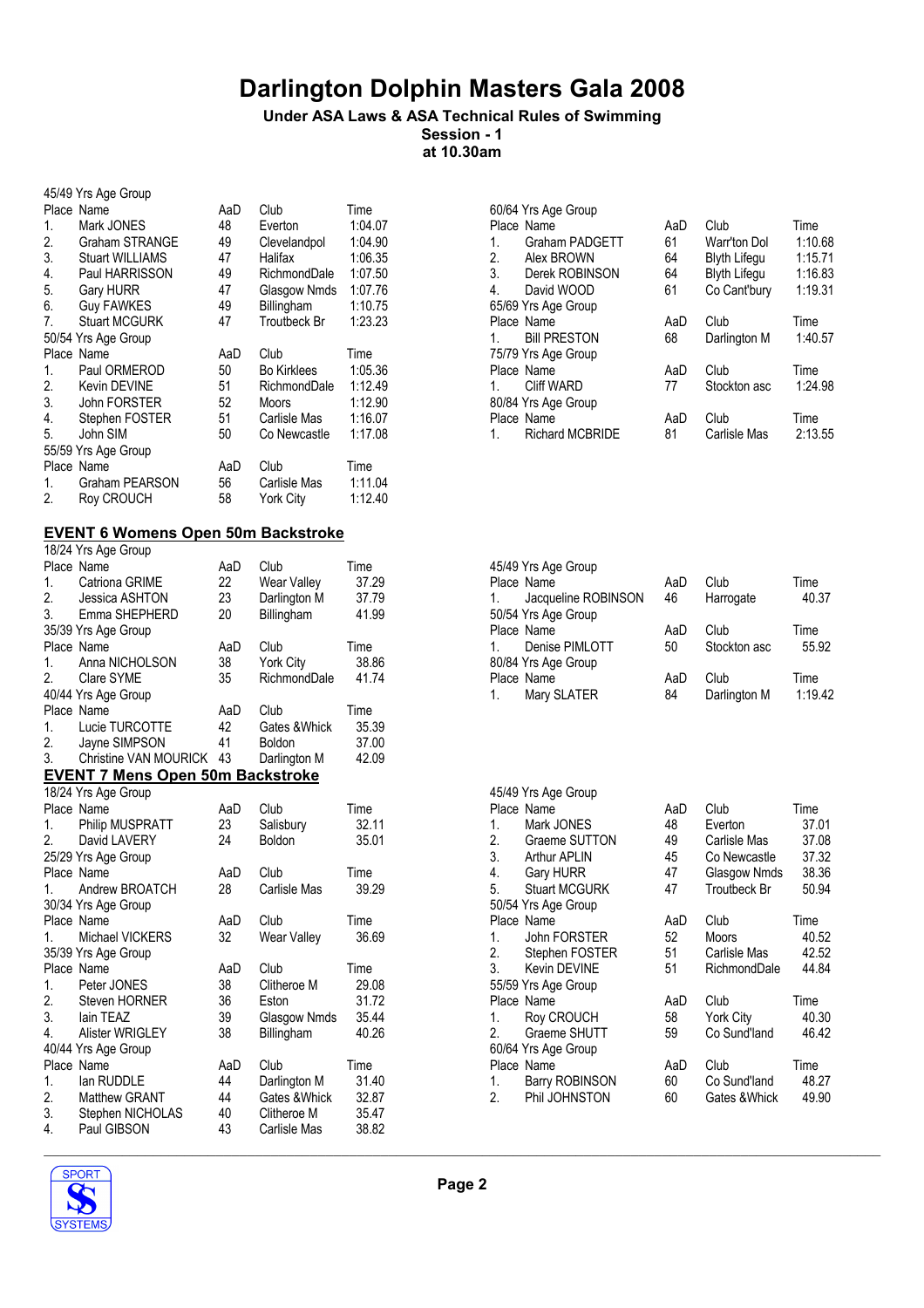# Darlington Dolphin Masters Gala 2008

**Under ASA Laws & ASA Technical Rules of Swimming**
**Session - 1**
**at 10.30am**

45/49 Yrs Age Group

| Place | Name | AaD | Club | Time |
|---|---|---|---|---|
| 1. | Mark JONES | 48 | Everton | 1:04.07 |
| 2. | Graham STRANGE | 49 | Clevelandpol | 1:04.90 |
| 3. | Stuart WILLIAMS | 47 | Halifax | 1:06.35 |
| 4. | Paul HARRISSON | 49 | RichmondDale | 1:07.50 |
| 5. | Gary HURR | 47 | Glasgow Nmds | 1:07.76 |
| 6. | Guy FAWKES | 49 | Billingham | 1:10.75 |
| 7. | Stuart MCGURK | 47 | Troutbeck Br | 1:23.23 |

50/54 Yrs Age Group

| Place | Name | AaD | Club | Time |
|---|---|---|---|---|
| 1. | Paul ORMEROD | 50 | Bo Kirklees | 1:05.36 |
| 2. | Kevin DEVINE | 51 | RichmondDale | 1:12.49 |
| 3. | John FORSTER | 52 | Moors | 1:12.90 |
| 4. | Stephen FOSTER | 51 | Carlisle Mas | 1:16.07 |
| 5. | John SIM | 50 | Co Newcastle | 1:17.08 |

55/59 Yrs Age Group

| Place | Name | AaD | Club | Time |
|---|---|---|---|---|
| 1. | Graham PEARSON | 56 | Carlisle Mas | 1:11.04 |
| 2. | Roy CROUCH | 58 | York City | 1:12.40 |

60/64 Yrs Age Group

| Place | Name | AaD | Club | Time |
|---|---|---|---|---|
| 1. | Graham PADGETT | 61 | Warr'ton Dol | 1:10.68 |
| 2. | Alex BROWN | 64 | Blyth Lifegu | 1:15.71 |
| 3. | Derek ROBINSON | 64 | Blyth Lifegu | 1:16.83 |
| 4. | David WOOD | 61 | Co Cant'bury | 1:19.31 |

65/69 Yrs Age Group

| Place | Name | AaD | Club | Time |
|---|---|---|---|---|
| 1. | Bill PRESTON | 68 | Darlington M | 1:40.57 |

75/79 Yrs Age Group

| Place | Name | AaD | Club | Time |
|---|---|---|---|---|
| 1. | Cliff WARD | 77 | Stockton asc | 1:24.98 |

80/84 Yrs Age Group

| Place | Name | AaD | Club | Time |
|---|---|---|---|---|
| 1. | Richard MCBRIDE | 81 | Carlisle Mas | 2:13.55 |

## EVENT 6 Womens Open 50m Backstroke

18/24 Yrs Age Group

| Place | Name | AaD | Club | Time |
|---|---|---|---|---|
| 1. | Catriona GRIME | 22 | Wear Valley | 37.29 |
| 2. | Jessica ASHTON | 23 | Darlington M | 37.79 |
| 3. | Emma SHEPHERD | 20 | Billingham | 41.99 |

35/39 Yrs Age Group

| Place | Name | AaD | Club | Time |
|---|---|---|---|---|
| 1. | Anna NICHOLSON | 38 | York City | 38.86 |
| 2. | Clare SYME | 35 | RichmondDale | 41.74 |

40/44 Yrs Age Group

| Place | Name | AaD | Club | Time |
|---|---|---|---|---|
| 1. | Lucie TURCOTTE | 42 | Gates &Whick | 35.39 |
| 2. | Jayne SIMPSON | 41 | Boldon | 37.00 |
| 3. | Christine VAN MOURICK | 43 | Darlington M | 42.09 |

45/49 Yrs Age Group

| Place | Name | AaD | Club | Time |
|---|---|---|---|---|
| 1. | Jacqueline ROBINSON | 46 | Harrogate | 40.37 |

50/54 Yrs Age Group

| Place | Name | AaD | Club | Time |
|---|---|---|---|---|
| 1. | Denise PIMLOTT | 50 | Stockton asc | 55.92 |

80/84 Yrs Age Group

| Place | Name | AaD | Club | Time |
|---|---|---|---|---|
| 1. | Mary SLATER | 84 | Darlington M | 1:19.42 |

## EVENT 7 Mens Open 50m Backstroke

18/24 Yrs Age Group

| Place | Name | AaD | Club | Time |
|---|---|---|---|---|
| 1. | Philip MUSPRATT | 23 | Salisbury | 32.11 |
| 2. | David LAVERY | 24 | Boldon | 35.01 |

25/29 Yrs Age Group

| Place | Name | AaD | Club | Time |
|---|---|---|---|---|
| 1. | Andrew BROATCH | 28 | Carlisle Mas | 39.29 |

30/34 Yrs Age Group

| Place | Name | AaD | Club | Time |
|---|---|---|---|---|
| 1. | Michael VICKERS | 32 | Wear Valley | 36.69 |

35/39 Yrs Age Group

| Place | Name | AaD | Club | Time |
|---|---|---|---|---|
| 1. | Peter JONES | 38 | Clitheroe M | 29.08 |
| 2. | Steven HORNER | 36 | Eston | 31.72 |
| 3. | Iain TEAZ | 39 | Glasgow Nmds | 35.44 |
| 4. | Alister WRIGLEY | 38 | Billingham | 40.26 |

40/44 Yrs Age Group

| Place | Name | AaD | Club | Time |
|---|---|---|---|---|
| 1. | Ian RUDDLE | 44 | Darlington M | 31.40 |
| 2. | Matthew GRANT | 44 | Gates &Whick | 32.87 |
| 3. | Stephen NICHOLAS | 40 | Clitheroe M | 35.47 |
| 4. | Paul GIBSON | 43 | Carlisle Mas | 38.82 |

45/49 Yrs Age Group

| Place | Name | AaD | Club | Time |
|---|---|---|---|---|
| 1. | Mark JONES | 48 | Everton | 37.01 |
| 2. | Graeme SUTTON | 49 | Carlisle Mas | 37.08 |
| 3. | Arthur APLIN | 45 | Co Newcastle | 37.32 |
| 4. | Gary HURR | 47 | Glasgow Nmds | 38.36 |
| 5. | Stuart MCGURK | 47 | Troutbeck Br | 50.94 |

50/54 Yrs Age Group

| Place | Name | AaD | Club | Time |
|---|---|---|---|---|
| 1. | John FORSTER | 52 | Moors | 40.52 |
| 2. | Stephen FOSTER | 51 | Carlisle Mas | 42.52 |
| 3. | Kevin DEVINE | 51 | RichmondDale | 44.84 |

55/59 Yrs Age Group

| Place | Name | AaD | Club | Time |
|---|---|---|---|---|
| 1. | Roy CROUCH | 58 | York City | 40.30 |
| 2. | Graeme SHUTT | 59 | Co Sund'land | 46.42 |

60/64 Yrs Age Group

| Place | Name | AaD | Club | Time |
|---|---|---|---|---|
| 1. | Barry ROBINSON | 60 | Co Sund'land | 48.27 |
| 2. | Phil JOHNSTON | 60 | Gates &Whick | 49.90 |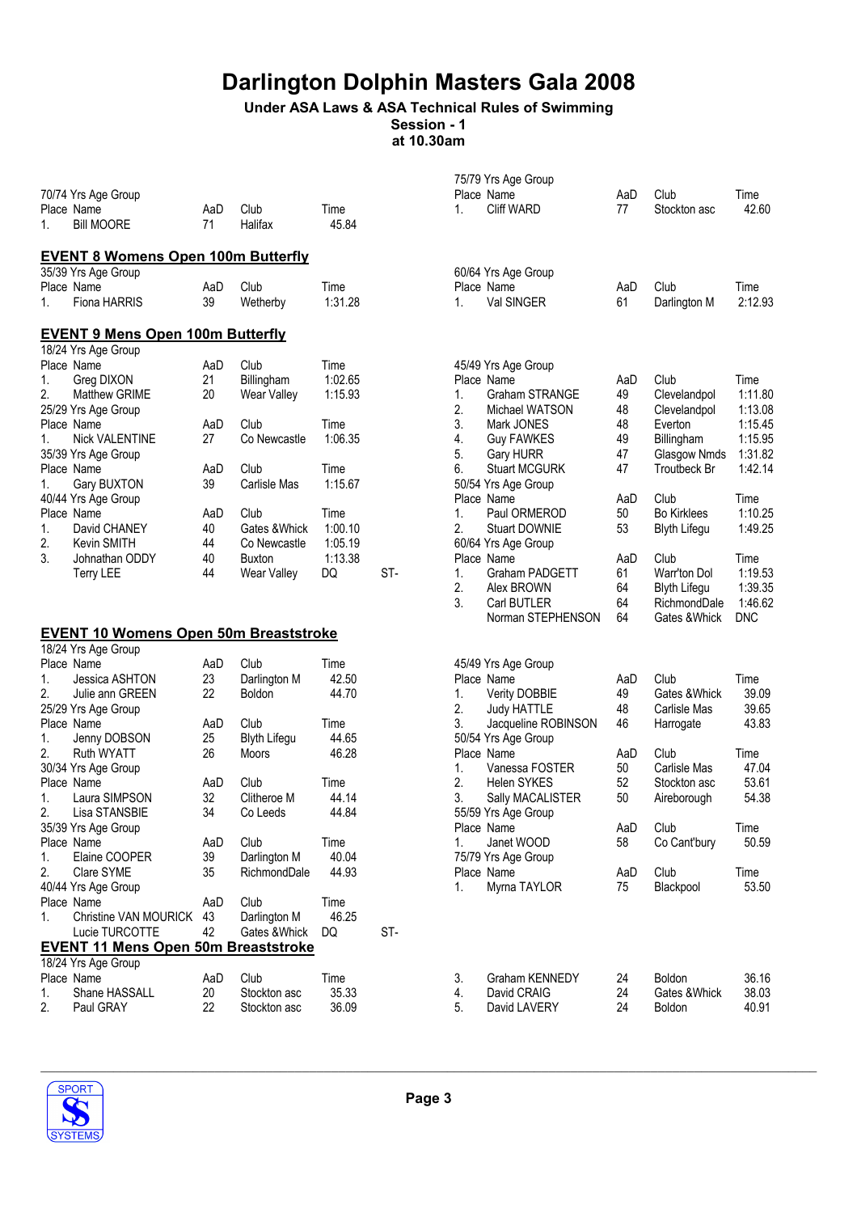# Darlington Dolphin Masters Gala 2008

**Under ASA Laws & ASA Technical Rules of Swimming**
**Session - 1**
**at 10.30am**

70/74 Yrs Age Group

| Place | Name | AaD | Club | Time |
|---|---|---|---|---|
| 1. | Bill MOORE | 71 | Halifax | 45.84 |

75/79 Yrs Age Group

| Place | Name | AaD | Club | Time |
|---|---|---|---|---|
| 1. | Cliff WARD | 77 | Stockton asc | 42.60 |

## EVENT 8 Womens Open 100m Butterfly

35/39 Yrs Age Group

| Place | Name | AaD | Club | Time |
|---|---|---|---|---|
| 1. | Fiona HARRIS | 39 | Wetherby | 1:31.28 |

60/64 Yrs Age Group

| Place | Name | AaD | Club | Time |
|---|---|---|---|---|
| 1. | Val SINGER | 61 | Darlington M | 2:12.93 |

## EVENT 9 Mens Open 100m Butterfly

18/24 Yrs Age Group

| Place | Name | AaD | Club | Time |
|---|---|---|---|---|
| 1. | Greg DIXON | 21 | Billingham | 1:02.65 |
| 2. | Matthew GRIME | 20 | Wear Valley | 1:15.93 |

25/29 Yrs Age Group

| Place | Name | AaD | Club | Time |
|---|---|---|---|---|
| 1. | Nick VALENTINE | 27 | Co Newcastle | 1:06.35 |

35/39 Yrs Age Group

| Place | Name | AaD | Club | Time |
|---|---|---|---|---|
| 1. | Gary BUXTON | 39 | Carlisle Mas | 1:15.67 |

40/44 Yrs Age Group

| Place | Name | AaD | Club | Time | |
|---|---|---|---|---|---|
| 1. | David CHANEY | 40 | Gates &Whick | 1:00.10 | |
| 2. | Kevin SMITH | 44 | Co Newcastle | 1:05.19 | |
| 3. | Johnathan ODDY | 40 | Buxton | 1:13.38 | |
| | Terry LEE | 44 | Wear Valley | DQ | ST- |

45/49 Yrs Age Group

| Place | Name | AaD | Club | Time |
|---|---|---|---|---|
| 1. | Graham STRANGE | 49 | Clevelandpol | 1:11.80 |
| 2. | Michael WATSON | 48 | Clevelandpol | 1:13.08 |
| 3. | Mark JONES | 48 | Everton | 1:15.45 |
| 4. | Guy FAWKES | 49 | Billingham | 1:15.95 |
| 5. | Gary HURR | 47 | Glasgow Nmds | 1:31.82 |
| 6. | Stuart MCGURK | 47 | Troutbeck Br | 1:42.14 |

50/54 Yrs Age Group

| Place | Name | AaD | Club | Time |
|---|---|---|---|---|
| 1. | Paul ORMEROD | 50 | Bo Kirklees | 1:10.25 |
| 2. | Stuart DOWNIE | 53 | Blyth Lifegu | 1:49.25 |

60/64 Yrs Age Group

| Place | Name | AaD | Club | Time |
|---|---|---|---|---|
| 1. | Graham PADGETT | 61 | Warr'ton Dol | 1:19.53 |
| 2. | Alex BROWN | 64 | Blyth Lifegu | 1:39.35 |
| 3. | Carl BUTLER | 64 | RichmondDale | 1:46.62 |
| | Norman STEPHENSON | 64 | Gates &Whick | DNC |

## EVENT 10 Womens Open 50m Breaststroke

18/24 Yrs Age Group

| Place | Name | AaD | Club | Time |
|---|---|---|---|---|
| 1. | Jessica ASHTON | 23 | Darlington M | 42.50 |
| 2. | Julie ann GREEN | 22 | Boldon | 44.70 |

25/29 Yrs Age Group

| Place | Name | AaD | Club | Time |
|---|---|---|---|---|
| 1. | Jenny DOBSON | 25 | Blyth Lifegu | 44.65 |
| 2. | Ruth WYATT | 26 | Moors | 46.28 |

30/34 Yrs Age Group

| Place | Name | AaD | Club | Time |
|---|---|---|---|---|
| 1. | Laura SIMPSON | 32 | Clitheroe M | 44.14 |
| 2. | Lisa STANSBIE | 34 | Co Leeds | 44.84 |

35/39 Yrs Age Group

| Place | Name | AaD | Club | Time |
|---|---|---|---|---|
| 1. | Elaine COOPER | 39 | Darlington M | 40.04 |
| 2. | Clare SYME | 35 | RichmondDale | 44.93 |

40/44 Yrs Age Group

| Place | Name | AaD | Club | Time | |
|---|---|---|---|---|---|
| 1. | Christine VAN MOURICK | 43 | Darlington M | 46.25 | |
| | Lucie TURCOTTE | 42 | Gates &Whick | DQ | ST- |

45/49 Yrs Age Group

| Place | Name | AaD | Club | Time |
|---|---|---|---|---|
| 1. | Verity DOBBIE | 49 | Gates &Whick | 39.09 |
| 2. | Judy HATTLE | 48 | Carlisle Mas | 39.65 |
| 3. | Jacqueline ROBINSON | 46 | Harrogate | 43.83 |

50/54 Yrs Age Group

| Place | Name | AaD | Club | Time |
|---|---|---|---|---|
| 1. | Vanessa FOSTER | 50 | Carlisle Mas | 47.04 |
| 2. | Helen SYKES | 52 | Stockton asc | 53.61 |
| 3. | Sally MACALISTER | 50 | Aireborough | 54.38 |

55/59 Yrs Age Group

| Place | Name | AaD | Club | Time |
|---|---|---|---|---|
| 1. | Janet WOOD | 58 | Co Cant'bury | 50.59 |

75/79 Yrs Age Group

| Place | Name | AaD | Club | Time |
|---|---|---|---|---|
| 1. | Myrna TAYLOR | 75 | Blackpool | 53.50 |

## EVENT 11 Mens Open 50m Breaststroke

18/24 Yrs Age Group

| Place | Name | AaD | Club | Time |
|---|---|---|---|---|
| 1. | Shane HASSALL | 20 | Stockton asc | 35.33 |
| 2. | Paul GRAY | 22 | Stockton asc | 36.09 |
| 3. | Graham KENNEDY | 24 | Boldon | 36.16 |
| 4. | David CRAIG | 24 | Gates &Whick | 38.03 |
| 5. | David LAVERY | 24 | Boldon | 40.91 |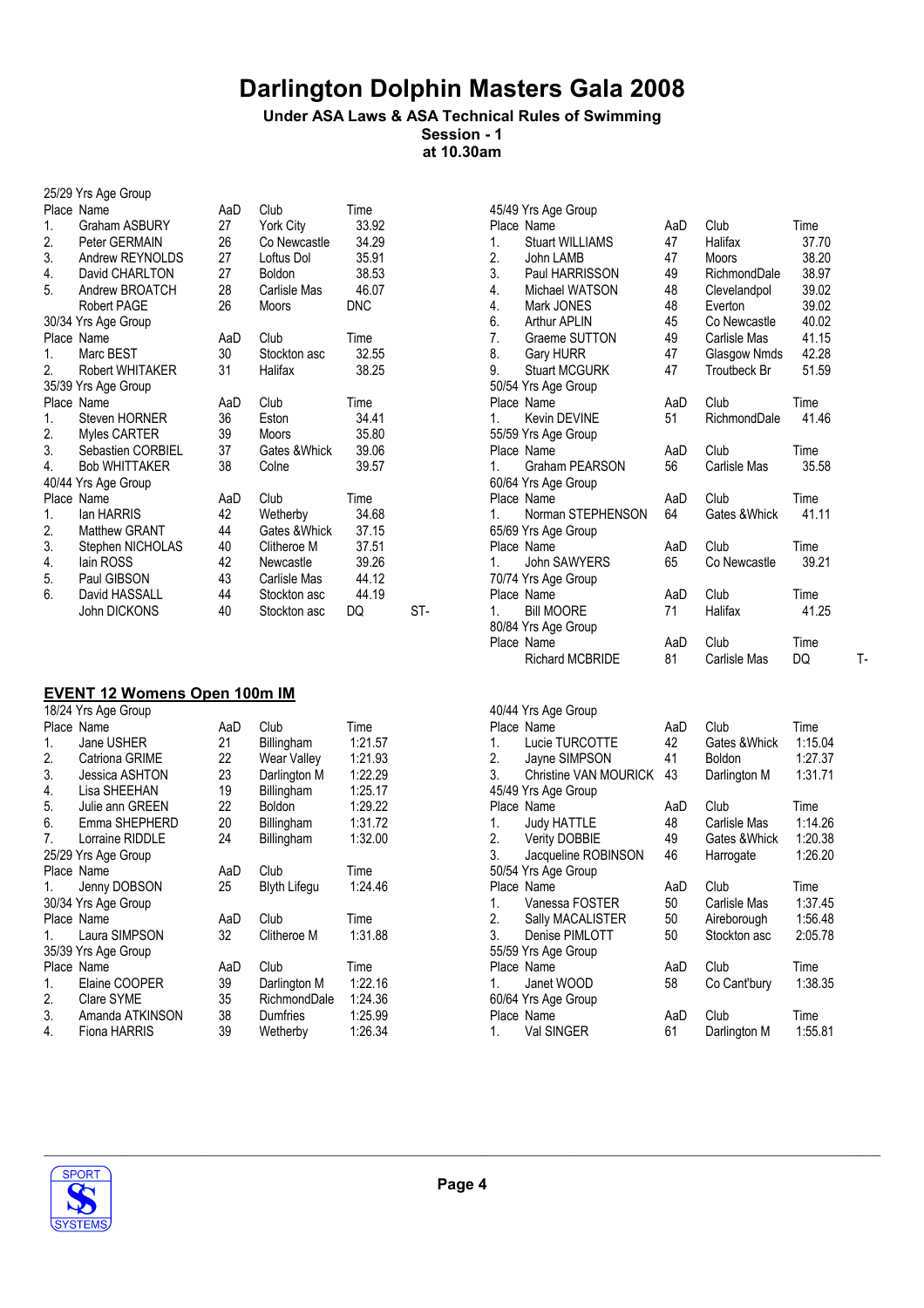# Darlington Dolphin Masters Gala 2008

**Under ASA Laws & ASA Technical Rules of Swimming**
**Session - 1**
**at 10.30am**

25/29 Yrs Age Group

| Place | Name | AaD | Club | Time | |
|---|---|---|---|---|---|
| 1. | Graham ASBURY | 27 | York City | 33.92 | |
| 2. | Peter GERMAIN | 26 | Co Newcastle | 34.29 | |
| 3. | Andrew REYNOLDS | 27 | Loftus Dol | 35.91 | |
| 4. | David CHARLTON | 27 | Boldon | 38.53 | |
| 5. | Andrew BROATCH | 28 | Carlisle Mas | 46.07 | |
| | Robert PAGE | 26 | Moors | DNC | |

30/34 Yrs Age Group

| Place | Name | AaD | Club | Time | |
|---|---|---|---|---|---|
| 1. | Marc BEST | 30 | Stockton asc | 32.55 | |
| 2. | Robert WHITAKER | 31 | Halifax | 38.25 | |

35/39 Yrs Age Group

| Place | Name | AaD | Club | Time | |
|---|---|---|---|---|---|
| 1. | Steven HORNER | 36 | Eston | 34.41 | |
| 2. | Myles CARTER | 39 | Moors | 35.80 | |
| 3. | Sebastien CORBIEL | 37 | Gates &Whick | 39.06 | |
| 4. | Bob WHITTAKER | 38 | Colne | 39.57 | |

40/44 Yrs Age Group

| Place | Name | AaD | Club | Time | |
|---|---|---|---|---|---|
| 1. | Ian HARRIS | 42 | Wetherby | 34.68 | |
| 2. | Matthew GRANT | 44 | Gates &Whick | 37.15 | |
| 3. | Stephen NICHOLAS | 40 | Clitheroe M | 37.51 | |
| 4. | Iain ROSS | 42 | Newcastle | 39.26 | |
| 5. | Paul GIBSON | 43 | Carlisle Mas | 44.12 | |
| 6. | David HASSALL | 44 | Stockton asc | 44.19 | |
| | John DICKONS | 40 | Stockton asc | DQ | ST- |

45/49 Yrs Age Group

| Place | Name | AaD | Club | Time | |
|---|---|---|---|---|---|
| 1. | Stuart WILLIAMS | 47 | Halifax | 37.70 | |
| 2. | John LAMB | 47 | Moors | 38.20 | |
| 3. | Paul HARRISSON | 49 | RichmondDale | 38.97 | |
| 4. | Michael WATSON | 48 | Clevelandpol | 39.02 | |
| 4. | Mark JONES | 48 | Everton | 39.02 | |
| 6. | Arthur APLIN | 45 | Co Newcastle | 40.02 | |
| 7. | Graeme SUTTON | 49 | Carlisle Mas | 41.15 | |
| 8. | Gary HURR | 47 | Glasgow Nmds | 42.28 | |
| 9. | Stuart MCGURK | 47 | Troutbeck Br | 51.59 | |

50/54 Yrs Age Group

| Place | Name | AaD | Club | Time | |
|---|---|---|---|---|---|
| 1. | Kevin DEVINE | 51 | RichmondDale | 41.46 | |

55/59 Yrs Age Group

| Place | Name | AaD | Club | Time | |
|---|---|---|---|---|---|
| 1. | Graham PEARSON | 56 | Carlisle Mas | 35.58 | |

60/64 Yrs Age Group

| Place | Name | AaD | Club | Time | |
|---|---|---|---|---|---|
| 1. | Norman STEPHENSON | 64 | Gates &Whick | 41.11 | |

65/69 Yrs Age Group

| Place | Name | AaD | Club | Time | |
|---|---|---|---|---|---|
| 1. | John SAWYERS | 65 | Co Newcastle | 39.21 | |

70/74 Yrs Age Group

| Place | Name | AaD | Club | Time | |
|---|---|---|---|---|---|
| 1. | Bill MOORE | 71 | Halifax | 41.25 | |

80/84 Yrs Age Group

| Place | Name | AaD | Club | Time | |
|---|---|---|---|---|---|
| | Richard MCBRIDE | 81 | Carlisle Mas | DQ | T- |

## EVENT 12 Womens Open 100m IM

18/24 Yrs Age Group

| Place | Name | AaD | Club | Time |
|---|---|---|---|---|
| 1. | Jane USHER | 21 | Billingham | 1:21.57 |
| 2. | Catriona GRIME | 22 | Wear Valley | 1:21.93 |
| 3. | Jessica ASHTON | 23 | Darlington M | 1:22.29 |
| 4. | Lisa SHEEHAN | 19 | Billingham | 1:25.17 |
| 5. | Julie ann GREEN | 22 | Boldon | 1:29.22 |
| 6. | Emma SHEPHERD | 20 | Billingham | 1:31.72 |
| 7. | Lorraine RIDDLE | 24 | Billingham | 1:32.00 |

25/29 Yrs Age Group

| Place | Name | AaD | Club | Time |
|---|---|---|---|---|
| 1. | Jenny DOBSON | 25 | Blyth Lifegu | 1:24.46 |

30/34 Yrs Age Group

| Place | Name | AaD | Club | Time |
|---|---|---|---|---|
| 1. | Laura SIMPSON | 32 | Clitheroe M | 1:31.88 |

35/39 Yrs Age Group

| Place | Name | AaD | Club | Time |
|---|---|---|---|---|
| 1. | Elaine COOPER | 39 | Darlington M | 1:22.16 |
| 2. | Clare SYME | 35 | RichmondDale | 1:24.36 |
| 3. | Amanda ATKINSON | 38 | Dumfries | 1:25.99 |
| 4. | Fiona HARRIS | 39 | Wetherby | 1:26.34 |

40/44 Yrs Age Group

| Place | Name | AaD | Club | Time |
|---|---|---|---|---|
| 1. | Lucie TURCOTTE | 42 | Gates &Whick | 1:15.04 |
| 2. | Jayne SIMPSON | 41 | Boldon | 1:27.37 |
| 3. | Christine VAN MOURICK | 43 | Darlington M | 1:31.71 |

45/49 Yrs Age Group

| Place | Name | AaD | Club | Time |
|---|---|---|---|---|
| 1. | Judy HATTLE | 48 | Carlisle Mas | 1:14.26 |
| 2. | Verity DOBBIE | 49 | Gates &Whick | 1:20.38 |
| 3. | Jacqueline ROBINSON | 46 | Harrogate | 1:26.20 |

50/54 Yrs Age Group

| Place | Name | AaD | Club | Time |
|---|---|---|---|---|
| 1. | Vanessa FOSTER | 50 | Carlisle Mas | 1:37.45 |
| 2. | Sally MACALISTER | 50 | Aireborough | 1:56.48 |
| 3. | Denise PIMLOTT | 50 | Stockton asc | 2:05.78 |

55/59 Yrs Age Group

| Place | Name | AaD | Club | Time |
|---|---|---|---|---|
| 1. | Janet WOOD | 58 | Co Cant'bury | 1:38.35 |

60/64 Yrs Age Group

| Place | Name | AaD | Club | Time |
|---|---|---|---|---|
| 1. | Val SINGER | 61 | Darlington M | 1:55.81 |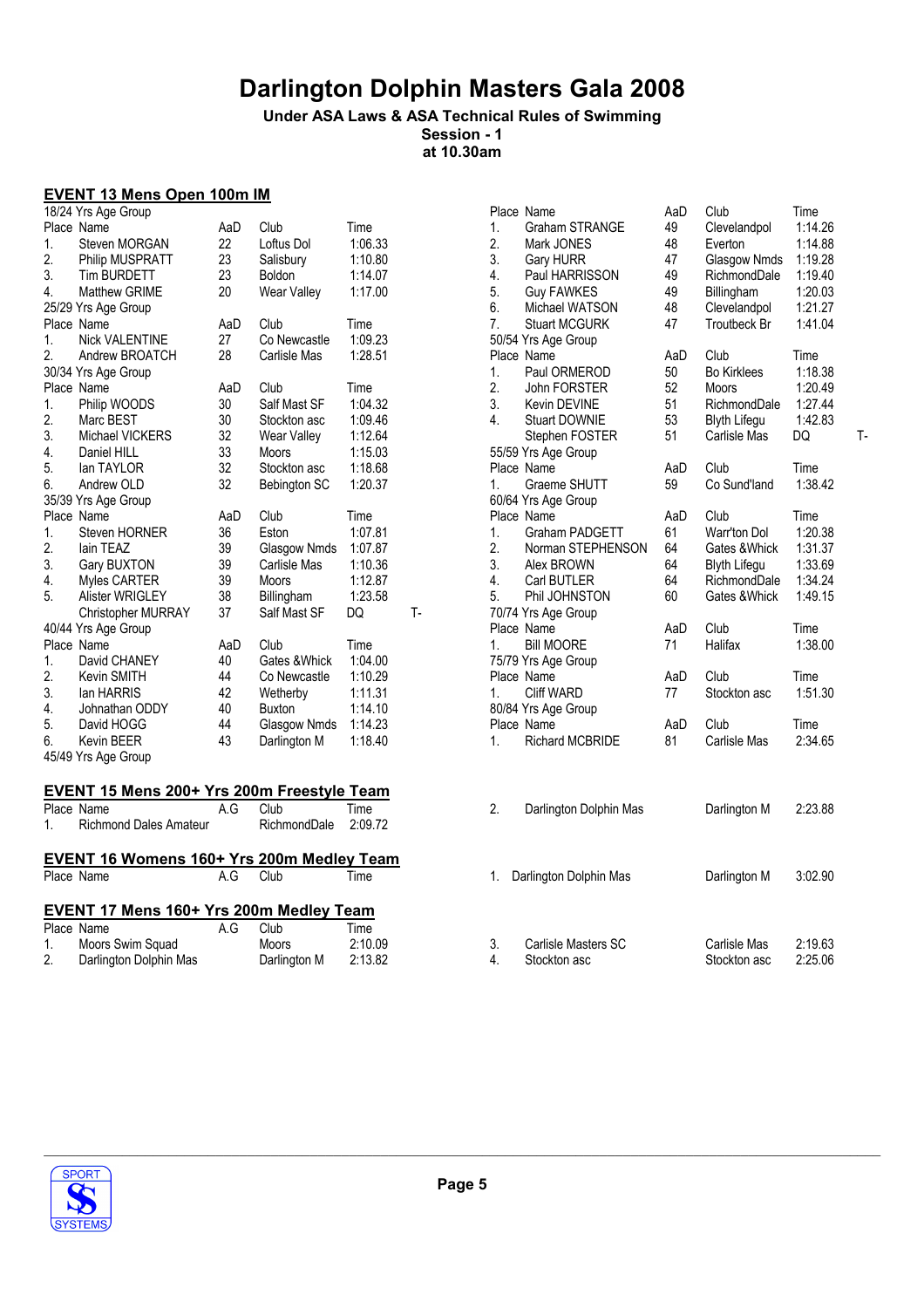# Darlington Dolphin Masters Gala 2008

**Under ASA Laws & ASA Technical Rules of Swimming**
**Session - 1**
**at 10.30am**

## EVENT 13 Mens Open 100m IM

18/24 Yrs Age Group

| Place | Name | AaD | Club | Time | |
|---|---|---|---|---|---|
| 1. | Steven MORGAN | 22 | Loftus Dol | 1:06.33 | |
| 2. | Philip MUSPRATT | 23 | Salisbury | 1:10.80 | |
| 3. | Tim BURDETT | 23 | Boldon | 1:14.07 | |
| 4. | Matthew GRIME | 20 | Wear Valley | 1:17.00 | |

25/29 Yrs Age Group

| Place | Name | AaD | Club | Time | |
|---|---|---|---|---|---|
| 1. | Nick VALENTINE | 27 | Co Newcastle | 1:09.23 | |
| 2. | Andrew BROATCH | 28 | Carlisle Mas | 1:28.51 | |

30/34 Yrs Age Group

| Place | Name | AaD | Club | Time | |
|---|---|---|---|---|---|
| 1. | Philip WOODS | 30 | Salf Mast SF | 1:04.32 | |
| 2. | Marc BEST | 30 | Stockton asc | 1:09.46 | |
| 3. | Michael VICKERS | 32 | Wear Valley | 1:12.64 | |
| 4. | Daniel HILL | 33 | Moors | 1:15.03 | |
| 5. | Ian TAYLOR | 32 | Stockton asc | 1:18.68 | |
| 6. | Andrew OLD | 32 | Bebington SC | 1:20.37 | |

35/39 Yrs Age Group

| Place | Name | AaD | Club | Time | |
|---|---|---|---|---|---|
| 1. | Steven HORNER | 36 | Eston | 1:07.81 | |
| 2. | Iain TEAZ | 39 | Glasgow Nmds | 1:07.87 | |
| 3. | Gary BUXTON | 39 | Carlisle Mas | 1:10.36 | |
| 4. | Myles CARTER | 39 | Moors | 1:12.87 | |
| 5. | Alister WRIGLEY | 38 | Billingham | 1:23.58 | |
| | Christopher MURRAY | 37 | Salf Mast SF | DQ | T- |

40/44 Yrs Age Group

| Place | Name | AaD | Club | Time | |
|---|---|---|---|---|---|
| 1. | David CHANEY | 40 | Gates &Whick | 1:04.00 | |
| 2. | Kevin SMITH | 44 | Co Newcastle | 1:10.29 | |
| 3. | Ian HARRIS | 42 | Wetherby | 1:11.31 | |
| 4. | Johnathan ODDY | 40 | Buxton | 1:14.10 | |
| 5. | David HOGG | 44 | Glasgow Nmds | 1:14.23 | |
| 6. | Kevin BEER | 43 | Darlington M | 1:18.40 | |

45/49 Yrs Age Group

| Place | Name | AaD | Club | Time | |
|---|---|---|---|---|---|
| 1. | Graham STRANGE | 49 | Clevelandpol | 1:14.26 | |
| 2. | Mark JONES | 48 | Everton | 1:14.88 | |
| 3. | Gary HURR | 47 | Glasgow Nmds | 1:19.28 | |
| 4. | Paul HARRISSON | 49 | RichmondDale | 1:19.40 | |
| 5. | Guy FAWKES | 49 | Billingham | 1:20.03 | |
| 6. | Michael WATSON | 48 | Clevelandpol | 1:21.27 | |
| 7. | Stuart MCGURK | 47 | Troutbeck Br | 1:41.04 | |

50/54 Yrs Age Group

| Place | Name | AaD | Club | Time | |
|---|---|---|---|---|---|
| 1. | Paul ORMEROD | 50 | Bo Kirklees | 1:18.38 | |
| 2. | John FORSTER | 52 | Moors | 1:20.49 | |
| 3. | Kevin DEVINE | 51 | RichmondDale | 1:27.44 | |
| 4. | Stuart DOWNIE | 53 | Blyth Lifegu | 1:42.83 | |
| | Stephen FOSTER | 51 | Carlisle Mas | DQ | T- |

55/59 Yrs Age Group

| Place | Name | AaD | Club | Time |
|---|---|---|---|---|
| 1. | Graeme SHUTT | 59 | Co Sund'land | 1:38.42 |

60/64 Yrs Age Group

| Place | Name | AaD | Club | Time |
|---|---|---|---|---|
| 1. | Graham PADGETT | 61 | Warr'ton Dol | 1:20.38 |
| 2. | Norman STEPHENSON | 64 | Gates &Whick | 1:31.37 |
| 3. | Alex BROWN | 64 | Blyth Lifegu | 1:33.69 |
| 4. | Carl BUTLER | 64 | RichmondDale | 1:34.24 |
| 5. | Phil JOHNSTON | 60 | Gates &Whick | 1:49.15 |

70/74 Yrs Age Group

| Place | Name | AaD | Club | Time |
|---|---|---|---|---|
| 1. | Bill MOORE | 71 | Halifax | 1:38.00 |

75/79 Yrs Age Group

| Place | Name | AaD | Club | Time |
|---|---|---|---|---|
| 1. | Cliff WARD | 77 | Stockton asc | 1:51.30 |

80/84 Yrs Age Group

| Place | Name | AaD | Club | Time |
|---|---|---|---|---|
| 1. | Richard MCBRIDE | 81 | Carlisle Mas | 2:34.65 |

## EVENT 15 Mens 200+ Yrs 200m Freestyle Team

| Place | Name | A.G | Club | Time |
|---|---|---|---|---|
| 1. | Richmond Dales Amateur | | RichmondDale | 2:09.72 |
| 2. | Darlington Dolphin Mas | | Darlington M | 2:23.88 |

## EVENT 16 Womens 160+ Yrs 200m Medley Team

| Place | Name | A.G | Club | Time |
|---|---|---|---|---|
| 1. | Darlington Dolphin Mas | | Darlington M | 3:02.90 |

## EVENT 17 Mens 160+ Yrs 200m Medley Team

| Place | Name | A.G | Club | Time |
|---|---|---|---|---|
| 1. | Moors Swim Squad | | Moors | 2:10.09 |
| 2. | Darlington Dolphin Mas | | Darlington M | 2:13.82 |
| 3. | Carlisle Masters SC | | Carlisle Mas | 2:19.63 |
| 4. | Stockton asc | | Stockton asc | 2:25.06 |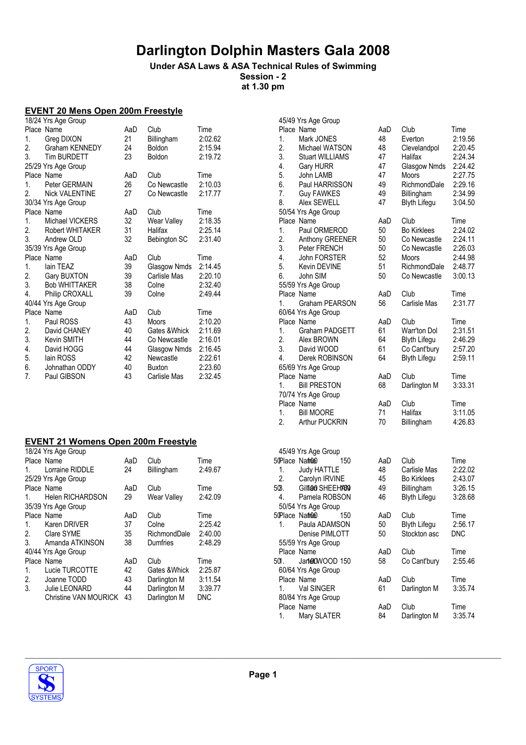# Darlington Dolphin Masters Gala 2008

**Under ASA Laws & ASA Technical Rules of Swimming**
**Session - 2**
**at 1.30 pm**

## EVENT 20 Mens Open 200m Freestyle

**18/24 Yrs Age Group**

| Place | Name | AaD | Club | Time |
|---|---|---|---|---|
| 1. | Greg DIXON | 21 | Billingham | 2:02.62 |
| 2. | Graham KENNEDY | 24 | Boldon | 2:15.94 |
| 3. | Tim BURDETT | 23 | Boldon | 2:19.72 |

**25/29 Yrs Age Group**

| Place | Name | AaD | Club | Time |
|---|---|---|---|---|
| 1. | Peter GERMAIN | 26 | Co Newcastle | 2:10.03 |
| 2. | Nick VALENTINE | 27 | Co Newcastle | 2:17.77 |

**30/34 Yrs Age Group**

| Place | Name | AaD | Club | Time |
|---|---|---|---|---|
| 1. | Michael VICKERS | 32 | Wear Valley | 2:18.35 |
| 2. | Robert WHITAKER | 31 | Halifax | 2:25.14 |
| 3. | Andrew OLD | 32 | Bebington SC | 2:31.40 |

**35/39 Yrs Age Group**

| Place | Name | AaD | Club | Time |
|---|---|---|---|---|
| 1. | Iain TEAZ | 39 | Glasgow Nmds | 2:14.45 |
| 2. | Gary BUXTON | 39 | Carlisle Mas | 2:20.10 |
| 3. | Bob WHITTAKER | 38 | Colne | 2:32.40 |
| 4. | Philip CROXALL | 39 | Colne | 2:49.44 |

**40/44 Yrs Age Group**

| Place | Name | AaD | Club | Time |
|---|---|---|---|---|
| 1. | Paul ROSS | 43 | Moors | 2:10.20 |
| 2. | David CHANEY | 40 | Gates &Whick | 2:11.69 |
| 3. | Kevin SMITH | 44 | Co Newcastle | 2:16.01 |
| 4. | David HOGG | 44 | Glasgow Nmds | 2:16.45 |
| 5. | Iain ROSS | 42 | Newcastle | 2:22.61 |
| 6. | Johnathan ODDY | 40 | Buxton | 2:23.60 |
| 7. | Paul GIBSON | 43 | Carlisle Mas | 2:32.45 |

**45/49 Yrs Age Group**

| Place | Name | AaD | Club | Time |
|---|---|---|---|---|
| 1. | Mark JONES | 48 | Everton | 2:19.56 |
| 2. | Michael WATSON | 48 | Clevelandpol | 2:20.45 |
| 3. | Stuart WILLIAMS | 47 | Halifax | 2:24.34 |
| 4. | Gary HURR | 47 | Glasgow Nmds | 2:24.42 |
| 5. | John LAMB | 47 | Moors | 2:27.75 |
| 6. | Paul HARRISSON | 49 | RichmondDale | 2:29.16 |
| 7. | Guy FAWKES | 49 | Billingham | 2:34.99 |
| 8. | Alex SEWELL | 47 | Blyth Lifegu | 3:04.50 |

**50/54 Yrs Age Group**

| Place | Name | AaD | Club | Time |
|---|---|---|---|---|
| 1. | Paul ORMEROD | 50 | Bo Kirklees | 2:24.02 |
| 2. | Anthony GREENER | 50 | Co Newcastle | 2:24.11 |
| 3. | Peter FRENCH | 50 | Co Newcastle | 2:26.03 |
| 4. | John FORSTER | 52 | Moors | 2:44.98 |
| 5. | Kevin DEVINE | 51 | RichmondDale | 2:48.77 |
| 6. | John SIM | 50 | Co Newcastle | 3:00.13 |

**55/59 Yrs Age Group**

| Place | Name | AaD | Club | Time |
|---|---|---|---|---|
| 1. | Graham PEARSON | 56 | Carlisle Mas | 2:31.77 |

**60/64 Yrs Age Group**

| Place | Name | AaD | Club | Time |
|---|---|---|---|---|
| 1. | Graham PADGETT | 61 | Warr'ton Dol | 2:31.51 |
| 2. | Alex BROWN | 64 | Blyth Lifegu | 2:46.29 |
| 3. | David WOOD | 61 | Co Cant'bury | 2:57.20 |
| 4. | Derek ROBINSON | 64 | Blyth Lifegu | 2:59.11 |

**65/69 Yrs Age Group**

| Place | Name | AaD | Club | Time |
|---|---|---|---|---|
| 1. | Bill PRESTON | 68 | Darlington M | 3:33.31 |

**70/74 Yrs Age Group**

| Place | Name | AaD | Club | Time |
|---|---|---|---|---|
| 1. | Bill MOORE | 71 | Halifax | 3:11.05 |
| 2. | Arthur PUCKRIN | 70 | Billingham | 4:26.83 |

## EVENT 21 Womens Open 200m Freestyle

**18/24 Yrs Age Group**

| Place | Name | AaD | Club | Time |
|---|---|---|---|---|
| 1. | Lorraine RIDDLE | 24 | Billingham | 2:49.67 |

**25/29 Yrs Age Group**

| Place | Name | AaD | Club | Time |
|---|---|---|---|---|
| 1. | Helen RICHARDSON | 29 | Wear Valley | 2:42.09 |

**35/39 Yrs Age Group**

| Place | Name | AaD | Club | Time |
|---|---|---|---|---|
| 1. | Karen DRIVER | 37 | Colne | 2:25.42 |
| 2. | Clare SYME | 35 | RichmondDale | 2:40.00 |
| 3. | Amanda ATKINSON | 38 | Dumfries | 2:48.29 |

**40/44 Yrs Age Group**

| Place | Name | AaD | Club | Time |
|---|---|---|---|---|
| 1. | Lucie TURCOTTE | 42 | Gates &Whick | 2:25.87 |
| 2. | Joanne TODD | 43 | Darlington M | 3:11.54 |
| 3. | Julie LEONARD | 44 | Darlington M | 3:39.77 |
|  | Christine VAN MOURICK | 43 | Darlington M | DNC |

**45/49 Yrs Age Group**

| Place | Name | AaD | Club | Time |
|---|---|---|---|---|
| 1. | Judy HATTLE | 48 | Carlisle Mas | 2:22.02 |
| 2. | Carolyn IRVINE | 45 | Bo Kirklees | 2:43.07 |
| 3. | Gillian SHEEHAN | 49 | Billingham | 3:26.15 |
| 4. | Pamela ROBSON | 46 | Blyth Lifegu | 3:28.68 |

**50/54 Yrs Age Group**

| Place | Name | AaD | Club | Time |
|---|---|---|---|---|
| 1. | Paula ADAMSON | 50 | Blyth Lifegu | 2:56.17 |
|  | Denise PIMLOTT | 50 | Stockton asc | DNC |

**55/59 Yrs Age Group**

| Place | Name | AaD | Club | Time |
|---|---|---|---|---|
| 1. | Jan WOOD | 58 | Co Cant'bury | 2:55.46 |

**60/64 Yrs Age Group**

| Place | Name | AaD | Club | Time |
|---|---|---|---|---|
| 1. | Val SINGER | 61 | Darlington M | 3:35.74 |

**80/84 Yrs Age Group**

| Place | Name | AaD | Club | Time |
|---|---|---|---|---|
| 1. | Mary SLATER | 84 | Darlington M | 3:35.74 |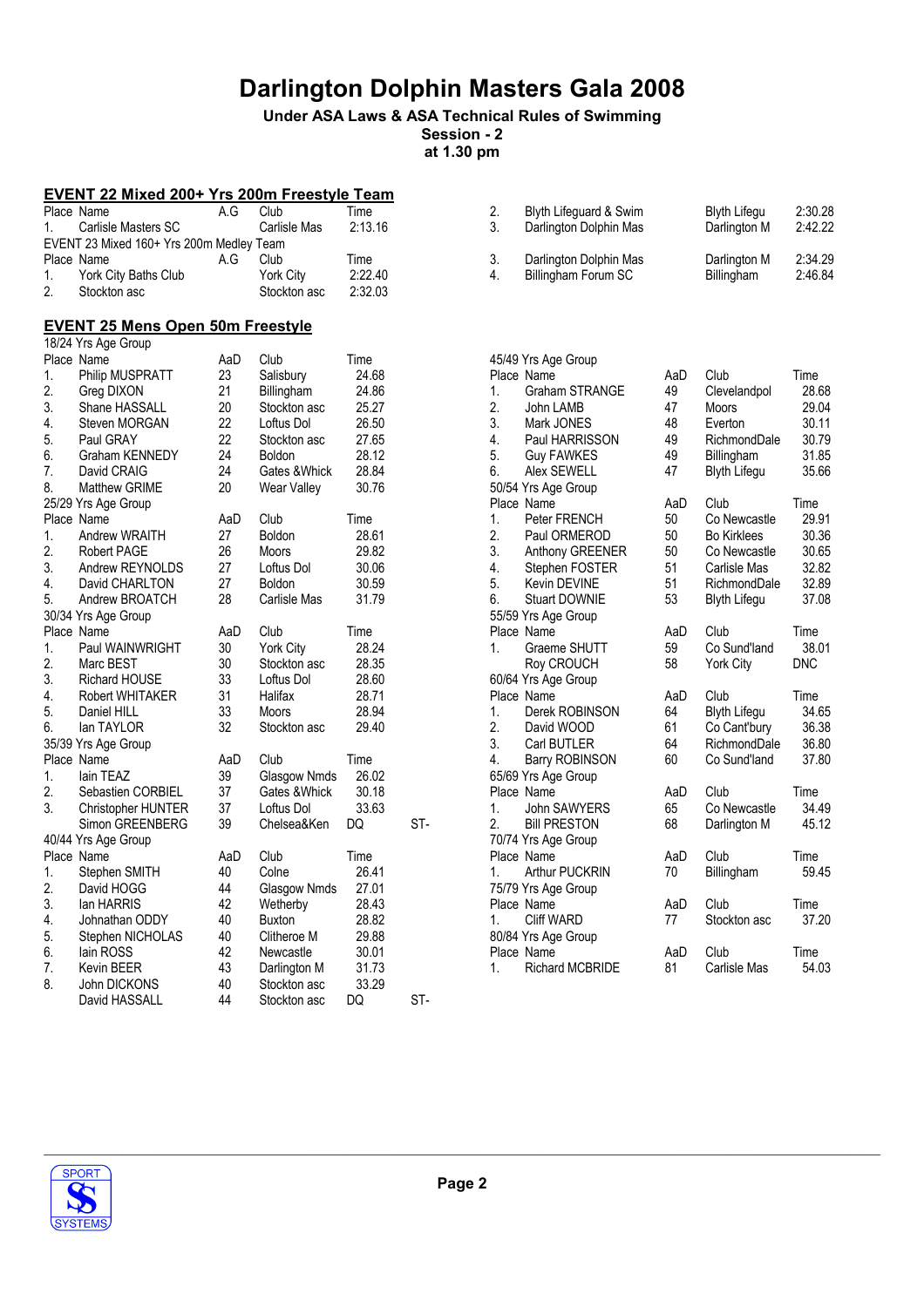# Darlington Dolphin Masters Gala 2008

**Under ASA Laws & ASA Technical Rules of Swimming**

**Session - 2**

**at 1.30 pm**

## EVENT 22 Mixed 200+ Yrs 200m Freestyle Team

| Place | Name | A.G | Club | Time |
|---|---|---|---|---|
| 1. | Carlisle Masters SC | | Carlisle Mas | 2:13.16 |
| 2. | Blyth Lifeguard & Swim | | Blyth Lifegu | 2:30.28 |
| 3. | Darlington Dolphin Mas | | Darlington M | 2:42.22 |

EVENT 23 Mixed 160+ Yrs 200m Medley Team

| Place | Name | A.G | Club | Time |
|---|---|---|---|---|
| 1. | York City Baths Club | | York City | 2:22.40 |
| 2. | Stockton asc | | Stockton asc | 2:32.03 |
| 3. | Darlington Dolphin Mas | | Darlington M | 2:34.29 |
| 4. | Billingham Forum SC | | Billingham | 2:46.84 |

## EVENT 25 Mens Open 50m Freestyle

18/24 Yrs Age Group

| Place | Name | AaD | Club | Time | |
|---|---|---|---|---|---|
| 1. | Philip MUSPRATT | 23 | Salisbury | 24.68 | |
| 2. | Greg DIXON | 21 | Billingham | 24.86 | |
| 3. | Shane HASSALL | 20 | Stockton asc | 25.27 | |
| 4. | Steven MORGAN | 22 | Loftus Dol | 26.50 | |
| 5. | Paul GRAY | 22 | Stockton asc | 27.65 | |
| 6. | Graham KENNEDY | 24 | Boldon | 28.12 | |
| 7. | David CRAIG | 24 | Gates &Whick | 28.84 | |
| 8. | Matthew GRIME | 20 | Wear Valley | 30.76 | |

25/29 Yrs Age Group

| Place | Name | AaD | Club | Time | |
|---|---|---|---|---|---|
| 1. | Andrew WRAITH | 27 | Boldon | 28.61 | |
| 2. | Robert PAGE | 26 | Moors | 29.82 | |
| 3. | Andrew REYNOLDS | 27 | Loftus Dol | 30.06 | |
| 4. | David CHARLTON | 27 | Boldon | 30.59 | |
| 5. | Andrew BROATCH | 28 | Carlisle Mas | 31.79 | |

30/34 Yrs Age Group

| Place | Name | AaD | Club | Time | |
|---|---|---|---|---|---|
| 1. | Paul WAINWRIGHT | 30 | York City | 28.24 | |
| 2. | Marc BEST | 30 | Stockton asc | 28.35 | |
| 3. | Richard HOUSE | 33 | Loftus Dol | 28.60 | |
| 4. | Robert WHITAKER | 31 | Halifax | 28.71 | |
| 5. | Daniel HILL | 33 | Moors | 28.94 | |
| 6. | Ian TAYLOR | 32 | Stockton asc | 29.40 | |

35/39 Yrs Age Group

| Place | Name | AaD | Club | Time | |
|---|---|---|---|---|---|
| 1. | Iain TEAZ | 39 | Glasgow Nmds | 26.02 | |
| 2. | Sebastien CORBIEL | 37 | Gates &Whick | 30.18 | |
| 3. | Christopher HUNTER | 37 | Loftus Dol | 33.63 | |
| | Simon GREENBERG | 39 | Chelsea&Ken | DQ | ST- |

40/44 Yrs Age Group

| Place | Name | AaD | Club | Time | |
|---|---|---|---|---|---|
| 1. | Stephen SMITH | 40 | Colne | 26.41 | |
| 2. | David HOGG | 44 | Glasgow Nmds | 27.01 | |
| 3. | Ian HARRIS | 42 | Wetherby | 28.43 | |
| 4. | Johnathan ODDY | 40 | Buxton | 28.82 | |
| 5. | Stephen NICHOLAS | 40 | Clitheroe M | 29.88 | |
| 6. | Iain ROSS | 42 | Newcastle | 30.01 | |
| 7. | Kevin BEER | 43 | Darlington M | 31.73 | |
| 8. | John DICKONS | 40 | Stockton asc | 33.29 | |
| | David HASSALL | 44 | Stockton asc | DQ | ST- |

45/49 Yrs Age Group

| Place | Name | AaD | Club | Time |
|---|---|---|---|---|
| 1. | Graham STRANGE | 49 | Clevelandpol | 28.68 |
| 2. | John LAMB | 47 | Moors | 29.04 |
| 3. | Mark JONES | 48 | Everton | 30.11 |
| 4. | Paul HARRISSON | 49 | RichmondDale | 30.79 |
| 5. | Guy FAWKES | 49 | Billingham | 31.85 |
| 6. | Alex SEWELL | 47 | Blyth Lifegu | 35.66 |

50/54 Yrs Age Group

| Place | Name | AaD | Club | Time |
|---|---|---|---|---|
| 1. | Peter FRENCH | 50 | Co Newcastle | 29.91 |
| 2. | Paul ORMEROD | 50 | Bo Kirklees | 30.36 |
| 3. | Anthony GREENER | 50 | Co Newcastle | 30.65 |
| 4. | Stephen FOSTER | 51 | Carlisle Mas | 32.82 |
| 5. | Kevin DEVINE | 51 | RichmondDale | 32.89 |
| 6. | Stuart DOWNIE | 53 | Blyth Lifegu | 37.08 |

55/59 Yrs Age Group

| Place | Name | AaD | Club | Time |
|---|---|---|---|---|
| 1. | Graeme SHUTT | 59 | Co Sund'land | 38.01 |
| | Roy CROUCH | 58 | York City | DNC |

60/64 Yrs Age Group

| Place | Name | AaD | Club | Time |
|---|---|---|---|---|
| 1. | Derek ROBINSON | 64 | Blyth Lifegu | 34.65 |
| 2. | David WOOD | 61 | Co Cant'bury | 36.38 |
| 3. | Carl BUTLER | 64 | RichmondDale | 36.80 |
| 4. | Barry ROBINSON | 60 | Co Sund'land | 37.80 |

65/69 Yrs Age Group

| Place | Name | AaD | Club | Time |
|---|---|---|---|---|
| 1. | John SAWYERS | 65 | Co Newcastle | 34.49 |
| 2. | Bill PRESTON | 68 | Darlington M | 45.12 |

70/74 Yrs Age Group

| Place | Name | AaD | Club | Time |
|---|---|---|---|---|
| 1. | Arthur PUCKRIN | 70 | Billingham | 59.45 |

75/79 Yrs Age Group

| Place | Name | AaD | Club | Time |
|---|---|---|---|---|
| 1. | Cliff WARD | 77 | Stockton asc | 37.20 |

80/84 Yrs Age Group

| Place | Name | AaD | Club | Time |
|---|---|---|---|---|
| 1. | Richard MCBRIDE | 81 | Carlisle Mas | 54.03 |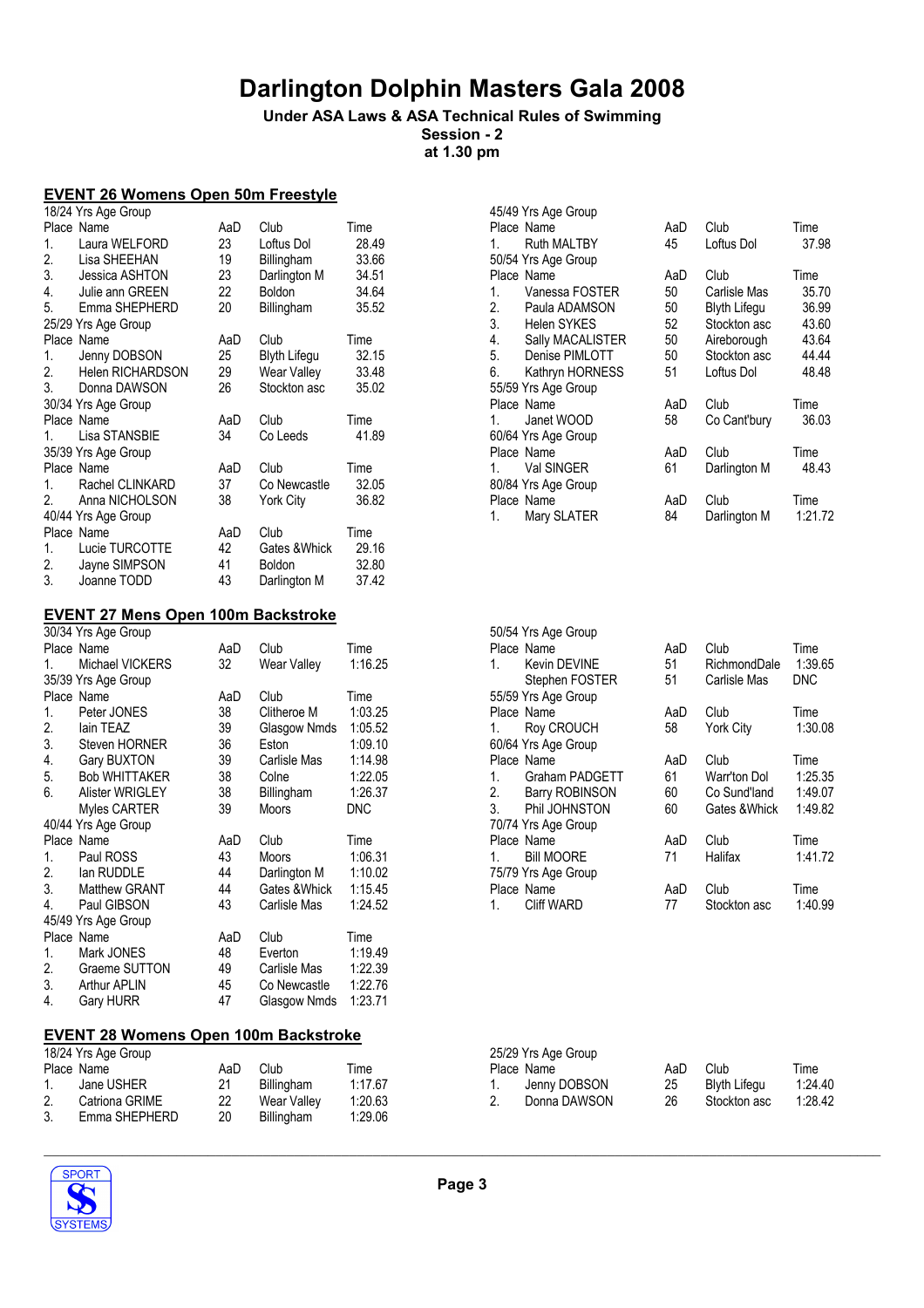# Darlington Dolphin Masters Gala 2008

**Under ASA Laws & ASA Technical Rules of Swimming**
**Session - 2**
**at 1.30 pm**

## EVENT 26 Womens Open 50m Freestyle

18/24 Yrs Age Group

| Place | Name | AaD | Club | Time |
|---|---|---|---|---|
| 1. | Laura WELFORD | 23 | Loftus Dol | 28.49 |
| 2. | Lisa SHEEHAN | 19 | Billingham | 33.66 |
| 3. | Jessica ASHTON | 23 | Darlington M | 34.51 |
| 4. | Julie ann GREEN | 22 | Boldon | 34.64 |
| 5. | Emma SHEPHERD | 20 | Billingham | 35.52 |

25/29 Yrs Age Group

| Place | Name | AaD | Club | Time |
|---|---|---|---|---|
| 1. | Jenny DOBSON | 25 | Blyth Lifegu | 32.15 |
| 2. | Helen RICHARDSON | 29 | Wear Valley | 33.48 |
| 3. | Donna DAWSON | 26 | Stockton asc | 35.02 |

30/34 Yrs Age Group

| Place | Name | AaD | Club | Time |
|---|---|---|---|---|
| 1. | Lisa STANSBIE | 34 | Co Leeds | 41.89 |

35/39 Yrs Age Group

| Place | Name | AaD | Club | Time |
|---|---|---|---|---|
| 1. | Rachel CLINKARD | 37 | Co Newcastle | 32.05 |
| 2. | Anna NICHOLSON | 38 | York City | 36.82 |

40/44 Yrs Age Group

| Place | Name | AaD | Club | Time |
|---|---|---|---|---|
| 1. | Lucie TURCOTTE | 42 | Gates &Whick | 29.16 |
| 2. | Jayne SIMPSON | 41 | Boldon | 32.80 |
| 3. | Joanne TODD | 43 | Darlington M | 37.42 |

45/49 Yrs Age Group

| Place | Name | AaD | Club | Time |
|---|---|---|---|---|
| 1. | Ruth MALTBY | 45 | Loftus Dol | 37.98 |

50/54 Yrs Age Group

| Place | Name | AaD | Club | Time |
|---|---|---|---|---|
| 1. | Vanessa FOSTER | 50 | Carlisle Mas | 35.70 |
| 2. | Paula ADAMSON | 50 | Blyth Lifegu | 36.99 |
| 3. | Helen SYKES | 52 | Stockton asc | 43.60 |
| 4. | Sally MACALISTER | 50 | Aireborough | 43.64 |
| 5. | Denise PIMLOTT | 50 | Stockton asc | 44.44 |
| 6. | Kathryn HORNESS | 51 | Loftus Dol | 48.48 |

55/59 Yrs Age Group

| Place | Name | AaD | Club | Time |
|---|---|---|---|---|
| 1. | Janet WOOD | 58 | Co Cant'bury | 36.03 |

60/64 Yrs Age Group

| Place | Name | AaD | Club | Time |
|---|---|---|---|---|
| 1. | Val SINGER | 61 | Darlington M | 48.43 |

80/84 Yrs Age Group

| Place | Name | AaD | Club | Time |
|---|---|---|---|---|
| 1. | Mary SLATER | 84 | Darlington M | 1:21.72 |

## EVENT 27 Mens Open 100m Backstroke

30/34 Yrs Age Group

| Place | Name | AaD | Club | Time |
|---|---|---|---|---|
| 1. | Michael VICKERS | 32 | Wear Valley | 1:16.25 |

35/39 Yrs Age Group

| Place | Name | AaD | Club | Time |
|---|---|---|---|---|
| 1. | Peter JONES | 38 | Clitheroe M | 1:03.25 |
| 2. | Iain TEAZ | 39 | Glasgow Nmds | 1:05.52 |
| 3. | Steven HORNER | 36 | Eston | 1:09.10 |
| 4. | Gary BUXTON | 39 | Carlisle Mas | 1:14.98 |
| 5. | Bob WHITTAKER | 38 | Colne | 1:22.05 |
| 6. | Alister WRIGLEY | 38 | Billingham | 1:26.37 |
| | Myles CARTER | 39 | Moors | DNC |

40/44 Yrs Age Group

| Place | Name | AaD | Club | Time |
|---|---|---|---|---|
| 1. | Paul ROSS | 43 | Moors | 1:06.31 |
| 2. | Ian RUDDLE | 44 | Darlington M | 1:10.02 |
| 3. | Matthew GRANT | 44 | Gates &Whick | 1:15.45 |
| 4. | Paul GIBSON | 43 | Carlisle Mas | 1:24.52 |

45/49 Yrs Age Group

| Place | Name | AaD | Club | Time |
|---|---|---|---|---|
| 1. | Mark JONES | 48 | Everton | 1:19.49 |
| 2. | Graeme SUTTON | 49 | Carlisle Mas | 1:22.39 |
| 3. | Arthur APLIN | 45 | Co Newcastle | 1:22.76 |
| 4. | Gary HURR | 47 | Glasgow Nmds | 1:23.71 |

50/54 Yrs Age Group

| Place | Name | AaD | Club | Time |
|---|---|---|---|---|
| 1. | Kevin DEVINE | 51 | RichmondDale | 1:39.65 |
| | Stephen FOSTER | 51 | Carlisle Mas | DNC |

55/59 Yrs Age Group

| Place | Name | AaD | Club | Time |
|---|---|---|---|---|
| 1. | Roy CROUCH | 58 | York City | 1:30.08 |

60/64 Yrs Age Group

| Place | Name | AaD | Club | Time |
|---|---|---|---|---|
| 1. | Graham PADGETT | 61 | Warr'ton Dol | 1:25.35 |
| 2. | Barry ROBINSON | 60 | Co Sund'land | 1:49.07 |
| 3. | Phil JOHNSTON | 60 | Gates &Whick | 1:49.82 |

70/74 Yrs Age Group

| Place | Name | AaD | Club | Time |
|---|---|---|---|---|
| 1. | Bill MOORE | 71 | Halifax | 1:41.72 |

75/79 Yrs Age Group

| Place | Name | AaD | Club | Time |
|---|---|---|---|---|
| 1. | Cliff WARD | 77 | Stockton asc | 1:40.99 |

## EVENT 28 Womens Open 100m Backstroke

18/24 Yrs Age Group

| Place | Name | AaD | Club | Time |
|---|---|---|---|---|
| 1. | Jane USHER | 21 | Billingham | 1:17.67 |
| 2. | Catriona GRIME | 22 | Wear Valley | 1:20.63 |
| 3. | Emma SHEPHERD | 20 | Billingham | 1:29.06 |

25/29 Yrs Age Group

| Place | Name | AaD | Club | Time |
|---|---|---|---|---|
| 1. | Jenny DOBSON | 25 | Blyth Lifegu | 1:24.40 |
| 2. | Donna DAWSON | 26 | Stockton asc | 1:28.42 |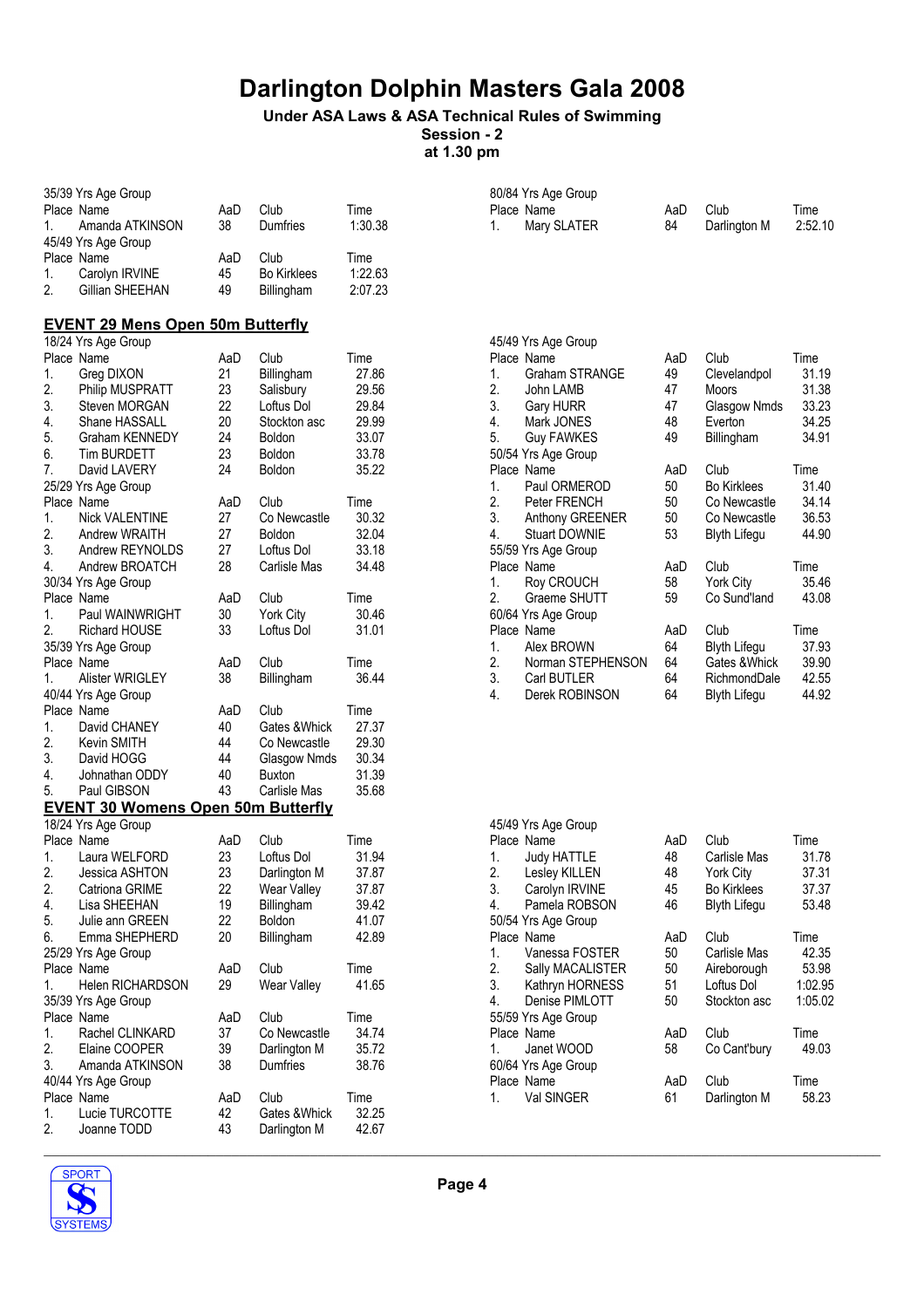# Darlington Dolphin Masters Gala 2008

**Under ASA Laws & ASA Technical Rules of Swimming**
**Session - 2**
**at 1.30 pm**

35/39 Yrs Age Group

| Place | Name | AaD | Club | Time |
|---|---|---|---|---|
| 1. | Amanda ATKINSON | 38 | Dumfries | 1:30.38 |

45/49 Yrs Age Group

| Place | Name | AaD | Club | Time |
|---|---|---|---|---|
| 1. | Carolyn IRVINE | 45 | Bo Kirklees | 1:22.63 |
| 2. | Gillian SHEEHAN | 49 | Billingham | 2:07.23 |

80/84 Yrs Age Group

| Place | Name | AaD | Club | Time |
|---|---|---|---|---|
| 1. | Mary SLATER | 84 | Darlington M | 2:52.10 |

## EVENT 29 Mens Open 50m Butterfly

18/24 Yrs Age Group

| Place | Name | AaD | Club | Time |
|---|---|---|---|---|
| 1. | Greg DIXON | 21 | Billingham | 27.86 |
| 2. | Philip MUSPRATT | 23 | Salisbury | 29.56 |
| 3. | Steven MORGAN | 22 | Loftus Dol | 29.84 |
| 4. | Shane HASSALL | 20 | Stockton asc | 29.99 |
| 5. | Graham KENNEDY | 24 | Boldon | 33.07 |
| 6. | Tim BURDETT | 23 | Boldon | 33.78 |
| 7. | David LAVERY | 24 | Boldon | 35.22 |

25/29 Yrs Age Group

| Place | Name | AaD | Club | Time |
|---|---|---|---|---|
| 1. | Nick VALENTINE | 27 | Co Newcastle | 30.32 |
| 2. | Andrew WRAITH | 27 | Boldon | 32.04 |
| 3. | Andrew REYNOLDS | 27 | Loftus Dol | 33.18 |
| 4. | Andrew BROATCH | 28 | Carlisle Mas | 34.48 |

30/34 Yrs Age Group

| Place | Name | AaD | Club | Time |
|---|---|---|---|---|
| 1. | Paul WAINWRIGHT | 30 | York City | 30.46 |
| 2. | Richard HOUSE | 33 | Loftus Dol | 31.01 |

35/39 Yrs Age Group

| Place | Name | AaD | Club | Time |
|---|---|---|---|---|
| 1. | Alister WRIGLEY | 38 | Billingham | 36.44 |

40/44 Yrs Age Group

| Place | Name | AaD | Club | Time |
|---|---|---|---|---|
| 1. | David CHANEY | 40 | Gates &Whick | 27.37 |
| 2. | Kevin SMITH | 44 | Co Newcastle | 29.30 |
| 3. | David HOGG | 44 | Glasgow Nmds | 30.34 |
| 4. | Johnathan ODDY | 40 | Buxton | 31.39 |
| 5. | Paul GIBSON | 43 | Carlisle Mas | 35.68 |

45/49 Yrs Age Group

| Place | Name | AaD | Club | Time |
|---|---|---|---|---|
| 1. | Graham STRANGE | 49 | Clevelandpol | 31.19 |
| 2. | John LAMB | 47 | Moors | 31.38 |
| 3. | Gary HURR | 47 | Glasgow Nmds | 33.23 |
| 4. | Mark JONES | 48 | Everton | 34.25 |
| 5. | Guy FAWKES | 49 | Billingham | 34.91 |

50/54 Yrs Age Group

| Place | Name | AaD | Club | Time |
|---|---|---|---|---|
| 1. | Paul ORMEROD | 50 | Bo Kirklees | 31.40 |
| 2. | Peter FRENCH | 50 | Co Newcastle | 34.14 |
| 3. | Anthony GREENER | 50 | Co Newcastle | 36.53 |
| 4. | Stuart DOWNIE | 53 | Blyth Lifegu | 44.90 |

55/59 Yrs Age Group

| Place | Name | AaD | Club | Time |
|---|---|---|---|---|
| 1. | Roy CROUCH | 58 | York City | 35.46 |
| 2. | Graeme SHUTT | 59 | Co Sund'land | 43.08 |

60/64 Yrs Age Group

| Place | Name | AaD | Club | Time |
|---|---|---|---|---|
| 1. | Alex BROWN | 64 | Blyth Lifegu | 37.93 |
| 2. | Norman STEPHENSON | 64 | Gates &Whick | 39.90 |
| 3. | Carl BUTLER | 64 | RichmondDale | 42.55 |
| 4. | Derek ROBINSON | 64 | Blyth Lifegu | 44.92 |

## EVENT 30 Womens Open 50m Butterfly

18/24 Yrs Age Group

| Place | Name | AaD | Club | Time |
|---|---|---|---|---|
| 1. | Laura WELFORD | 23 | Loftus Dol | 31.94 |
| 2. | Jessica ASHTON | 23 | Darlington M | 37.87 |
| 2. | Catriona GRIME | 22 | Wear Valley | 37.87 |
| 4. | Lisa SHEEHAN | 19 | Billingham | 39.42 |
| 5. | Julie ann GREEN | 22 | Boldon | 41.07 |
| 6. | Emma SHEPHERD | 20 | Billingham | 42.89 |

25/29 Yrs Age Group

| Place | Name | AaD | Club | Time |
|---|---|---|---|---|
| 1. | Helen RICHARDSON | 29 | Wear Valley | 41.65 |

35/39 Yrs Age Group

| Place | Name | AaD | Club | Time |
|---|---|---|---|---|
| 1. | Rachel CLINKARD | 37 | Co Newcastle | 34.74 |
| 2. | Elaine COOPER | 39 | Darlington M | 35.72 |
| 3. | Amanda ATKINSON | 38 | Dumfries | 38.76 |

40/44 Yrs Age Group

| Place | Name | AaD | Club | Time |
|---|---|---|---|---|
| 1. | Lucie TURCOTTE | 42 | Gates &Whick | 32.25 |
| 2. | Joanne TODD | 43 | Darlington M | 42.67 |

45/49 Yrs Age Group

| Place | Name | AaD | Club | Time |
|---|---|---|---|---|
| 1. | Judy HATTLE | 48 | Carlisle Mas | 31.78 |
| 2. | Lesley KILLEN | 48 | York City | 37.31 |
| 3. | Carolyn IRVINE | 45 | Bo Kirklees | 37.37 |
| 4. | Pamela ROBSON | 46 | Blyth Lifegu | 53.48 |

50/54 Yrs Age Group

| Place | Name | AaD | Club | Time |
|---|---|---|---|---|
| 1. | Vanessa FOSTER | 50 | Carlisle Mas | 42.35 |
| 2. | Sally MACALISTER | 50 | Aireborough | 53.98 |
| 3. | Kathryn HORNESS | 51 | Loftus Dol | 1:02.95 |
| 4. | Denise PIMLOTT | 50 | Stockton asc | 1:05.02 |

55/59 Yrs Age Group

| Place | Name | AaD | Club | Time |
|---|---|---|---|---|
| 1. | Janet WOOD | 58 | Co Cant'bury | 49.03 |

60/64 Yrs Age Group

| Place | Name | AaD | Club | Time |
|---|---|---|---|---|
| 1. | Val SINGER | 61 | Darlington M | 58.23 |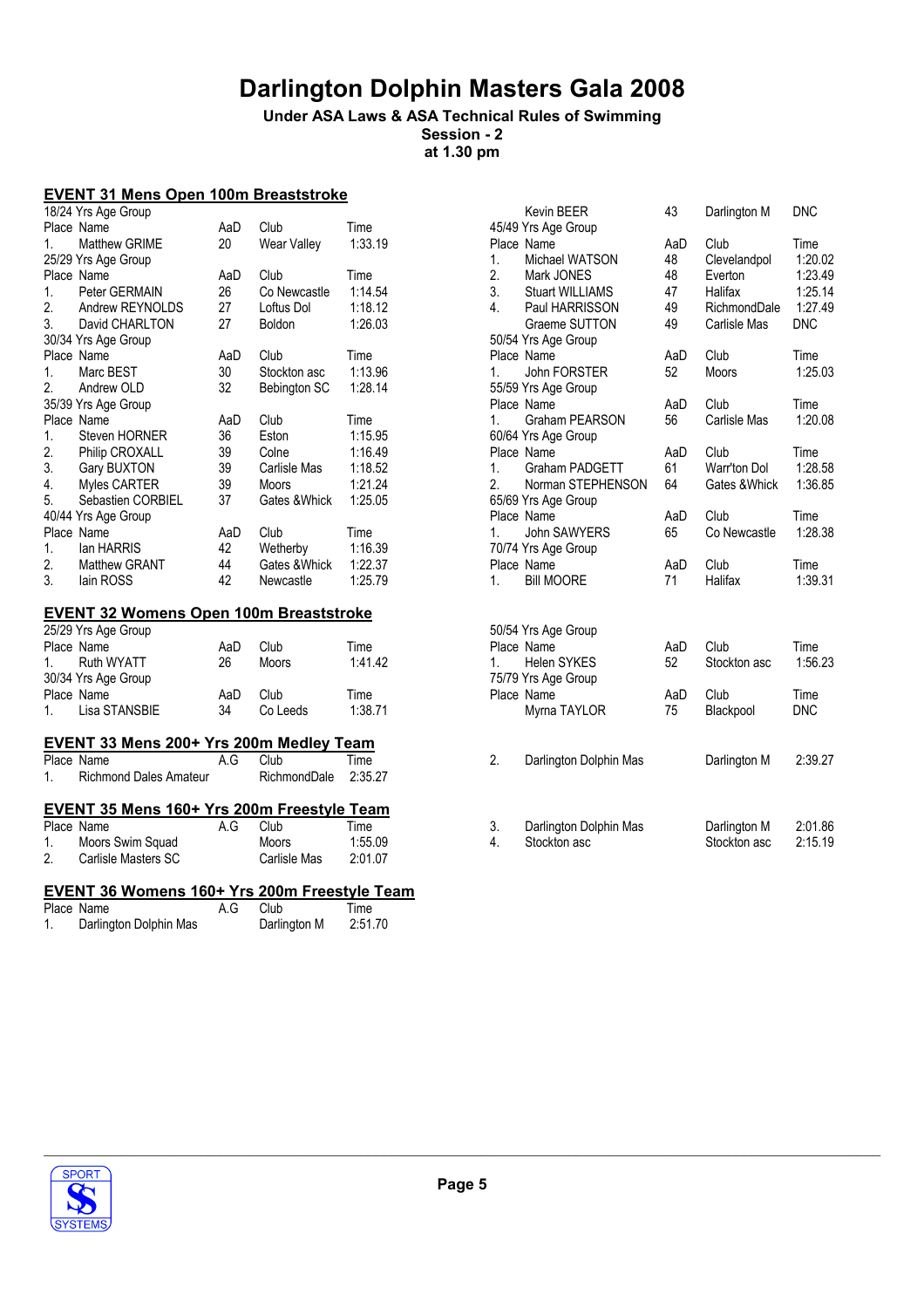# Darlington Dolphin Masters Gala 2008

**Under ASA Laws & ASA Technical Rules of Swimming**

**Session - 2**

**at 1.30 pm**

## EVENT 31 Mens Open 100m Breaststroke

18/24 Yrs Age Group

| Place | Name | AaD | Club | Time |
|---|---|---|---|---|
| 1. | Matthew GRIME | 20 | Wear Valley | 1:33.19 |

25/29 Yrs Age Group

| Place | Name | AaD | Club | Time |
|---|---|---|---|---|
| 1. | Peter GERMAIN | 26 | Co Newcastle | 1:14.54 |
| 2. | Andrew REYNOLDS | 27 | Loftus Dol | 1:18.12 |
| 3. | David CHARLTON | 27 | Boldon | 1:26.03 |

30/34 Yrs Age Group

| Place | Name | AaD | Club | Time |
|---|---|---|---|---|
| 1. | Marc BEST | 30 | Stockton asc | 1:13.96 |
| 2. | Andrew OLD | 32 | Bebington SC | 1:28.14 |

35/39 Yrs Age Group

| Place | Name | AaD | Club | Time |
|---|---|---|---|---|
| 1. | Steven HORNER | 36 | Eston | 1:15.95 |
| 2. | Philip CROXALL | 39 | Colne | 1:16.49 |
| 3. | Gary BUXTON | 39 | Carlisle Mas | 1:18.52 |
| 4. | Myles CARTER | 39 | Moors | 1:21.24 |
| 5. | Sebastien CORBIEL | 37 | Gates &Whick | 1:25.05 |

40/44 Yrs Age Group

| Place | Name | AaD | Club | Time |
|---|---|---|---|---|
| 1. | Ian HARRIS | 42 | Wetherby | 1:16.39 |
| 2. | Matthew GRANT | 44 | Gates &Whick | 1:22.37 |
| 3. | Iain ROSS | 42 | Newcastle | 1:25.79 |
| | Kevin BEER | 43 | Darlington M | DNC |

45/49 Yrs Age Group

| Place | Name | AaD | Club | Time |
|---|---|---|---|---|
| 1. | Michael WATSON | 48 | Clevelandpol | 1:20.02 |
| 2. | Mark JONES | 48 | Everton | 1:23.49 |
| 3. | Stuart WILLIAMS | 47 | Halifax | 1:25.14 |
| 4. | Paul HARRISSON | 49 | RichmondDale | 1:27.49 |
| | Graeme SUTTON | 49 | Carlisle Mas | DNC |

50/54 Yrs Age Group

| Place | Name | AaD | Club | Time |
|---|---|---|---|---|
| 1. | John FORSTER | 52 | Moors | 1:25.03 |

55/59 Yrs Age Group

| Place | Name | AaD | Club | Time |
|---|---|---|---|---|
| 1. | Graham PEARSON | 56 | Carlisle Mas | 1:20.08 |

60/64 Yrs Age Group

| Place | Name | AaD | Club | Time |
|---|---|---|---|---|
| 1. | Graham PADGETT | 61 | Warr'ton Dol | 1:28.58 |
| 2. | Norman STEPHENSON | 64 | Gates &Whick | 1:36.85 |

65/69 Yrs Age Group

| Place | Name | AaD | Club | Time |
|---|---|---|---|---|
| 1. | John SAWYERS | 65 | Co Newcastle | 1:28.38 |

70/74 Yrs Age Group

| Place | Name | AaD | Club | Time |
|---|---|---|---|---|
| 1. | Bill MOORE | 71 | Halifax | 1:39.31 |

## EVENT 32 Womens Open 100m Breaststroke

25/29 Yrs Age Group

| Place | Name | AaD | Club | Time |
|---|---|---|---|---|
| 1. | Ruth WYATT | 26 | Moors | 1:41.42 |

30/34 Yrs Age Group

| Place | Name | AaD | Club | Time |
|---|---|---|---|---|
| 1. | Lisa STANSBIE | 34 | Co Leeds | 1:38.71 |

50/54 Yrs Age Group

| Place | Name | AaD | Club | Time |
|---|---|---|---|---|
| 1. | Helen SYKES | 52 | Stockton asc | 1:56.23 |

75/79 Yrs Age Group

| Place | Name | AaD | Club | Time |
|---|---|---|---|---|
| | Myrna TAYLOR | 75 | Blackpool | DNC |

## EVENT 33 Mens 200+ Yrs 200m Medley Team

| Place | Name | A.G | Club | Time |
|---|---|---|---|---|
| 1. | Richmond Dales Amateur | | RichmondDale | 2:35.27 |
| 2. | Darlington Dolphin Mas | | Darlington M | 2:39.27 |

## EVENT 35 Mens 160+ Yrs 200m Freestyle Team

| Place | Name | A.G | Club | Time |
|---|---|---|---|---|
| 1. | Moors Swim Squad | | Moors | 1:55.09 |
| 2. | Carlisle Masters SC | | Carlisle Mas | 2:01.07 |
| 3. | Darlington Dolphin Mas | | Darlington M | 2:01.86 |
| 4. | Stockton asc | | Stockton asc | 2:15.19 |

## EVENT 36 Womens 160+ Yrs 200m Freestyle Team

| Place | Name | A.G | Club | Time |
|---|---|---|---|---|
| 1. | Darlington Dolphin Mas | | Darlington M | 2:51.70 |